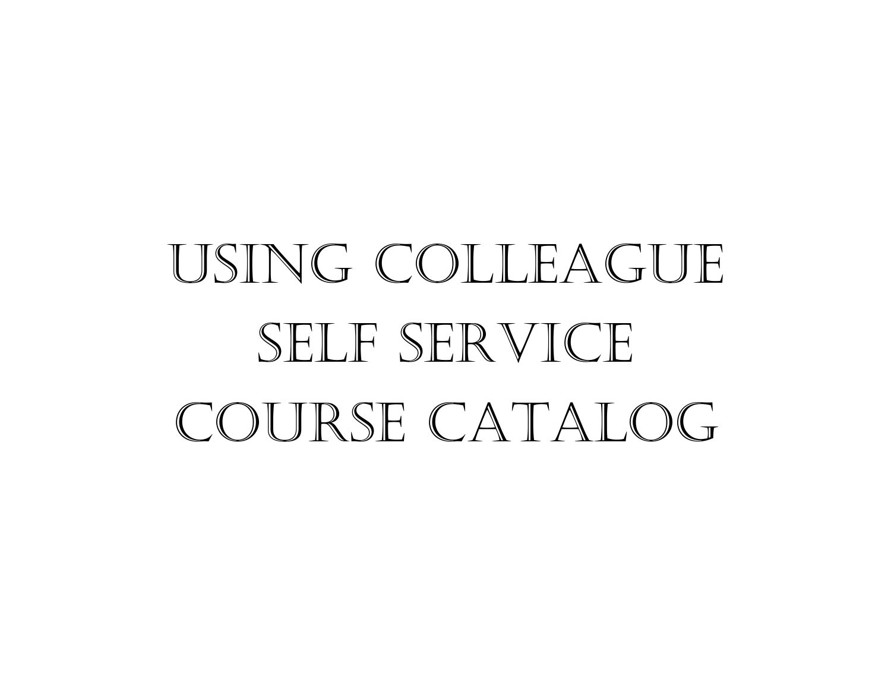# Using Colleague Self Service Course Catalog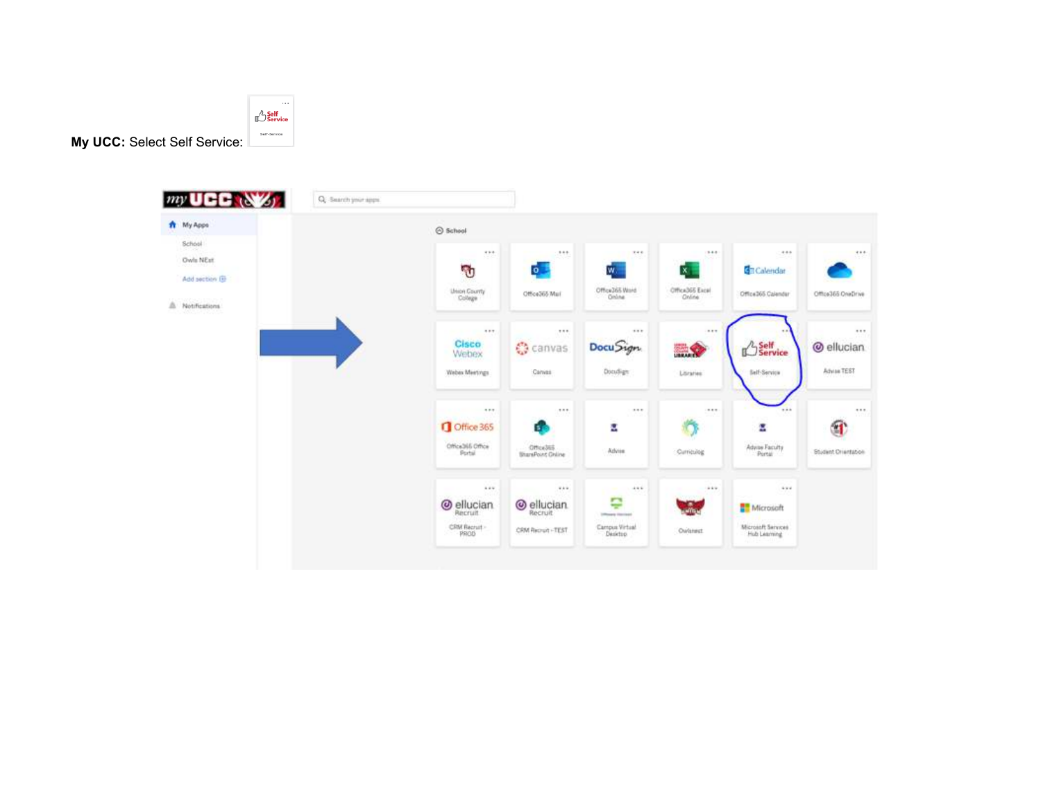**My UCC:** Select Self Service: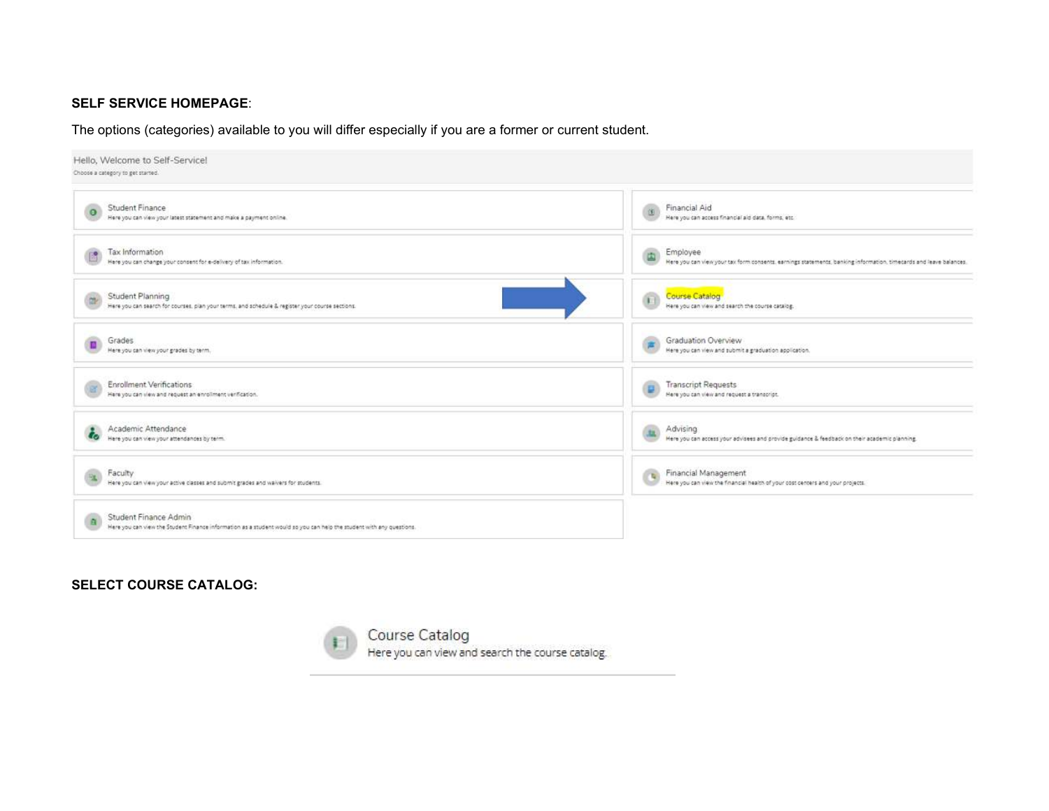**SELF SERVICE HOMEPAGE**:

The options (categories) available to you will differ especially if you are a former or current student.

Hello, Welcome to Self-Service!

Choose a category to get started.

| | |
|---|---|
| Student Finance<br>Here you can view your latest statement and make a payment online. | Financial Aid<br>Here you can access financial aid data, forms, etc. |
| Tax Information<br>Here you can change your consent for e-delivery of tax information. | Employee<br>Here you can view your tax form consents, earnings statements, banking information, timecards and leave balances. |
| Student Planning<br>Here you can search for courses, plan your terms, and schedule & register your course sections. | Course Catalog<br>Here you can view and search the course catalog. |
| Grades<br>Here you can view your grades by term. | Graduation Overview<br>Here you can view and submit a graduation application. |
| Enrollment Verifications<br>Here you can view and request an enrollment verification. | Transcript Requests<br>Here you can view and request a transcript. |
| Academic Attendance<br>Here you can view your attendances by term. | Advising<br>Here you can access your advisees and provide guidance & feedback on their academic planning. |
| Faculty<br>Here you can view your active classes and submit grades and waivers for students. | Financial Management<br>Here you can view the financial health of your cost centers and your projects. |
| Student Finance Admin<br>Here you can view the Student Finance information as a student would so you can help the student with any questions. | |

**SELECT COURSE CATALOG:**

Course Catalog

Here you can view and search the course catalog.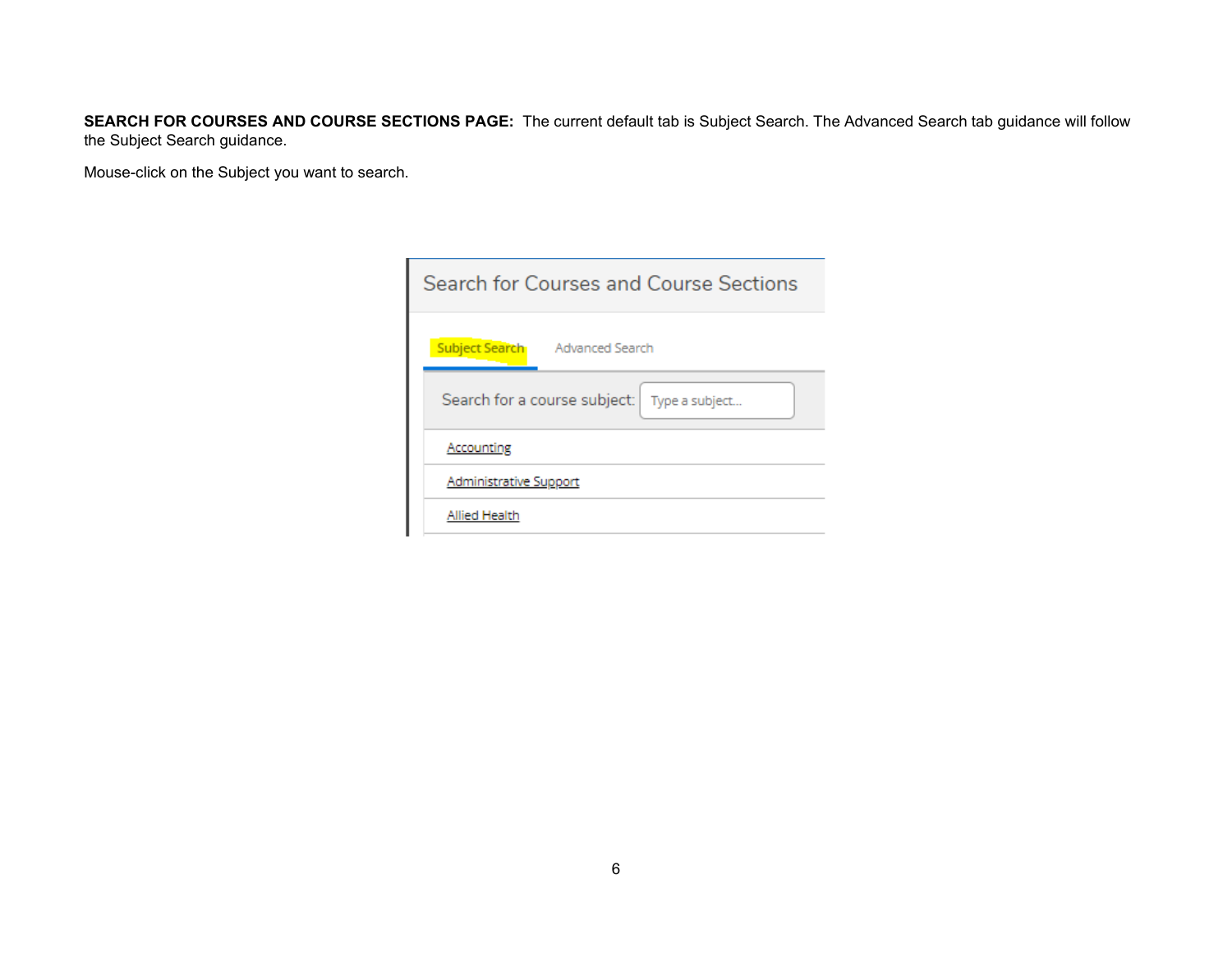**SEARCH FOR COURSES AND COURSE SECTIONS PAGE:** The current default tab is Subject Search. The Advanced Search tab guidance will follow the Subject Search guidance.

Mouse-click on the Subject you want to search.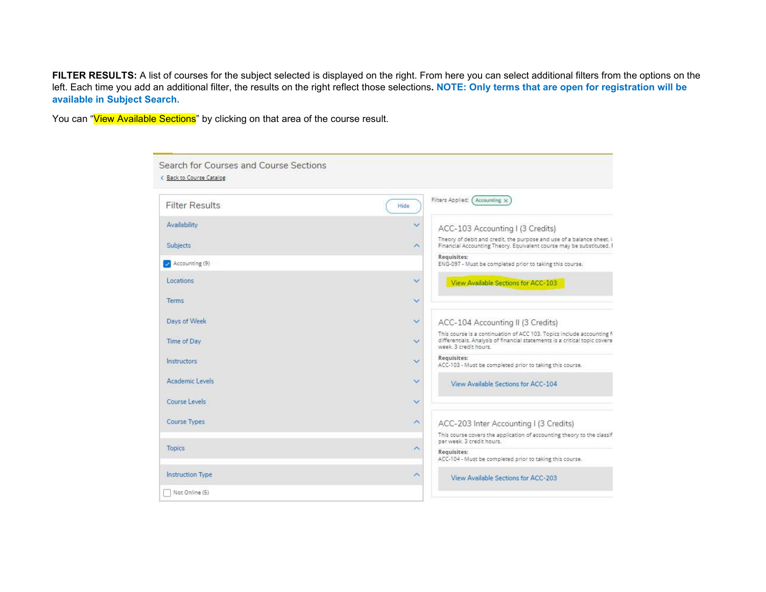**FILTER RESULTS:** A list of courses for the subject selected is displayed on the right. From here you can select additional filters from the options on the left. Each time you add an additional filter, the results on the right reflect those selections. **NOTE: Only terms that are open for registration will be available in Subject Search.**

You can "View Available Sections" by clicking on that area of the course result.

Search for Courses and Course Sections

< Back to Course Catalog

Filter Results | Hide

- Availability
- Subjects
  - [x] Accounting (9)
- Locations
- Terms
- Days of Week
- Time of Day
- Instructors
- Academic Levels
- Course Levels
- Course Types
- Topics
- Instruction Type
  - [ ] Not Online (5)

Filters Applied: Accounting ×

**ACC-103 Accounting I (3 Credits)**

Theory of debit and credit, the purpose and use of a balance sheet, i... Financial Accounting Theory. Equivalent course may be substituted. F...

**Requisites:**
ENG-097 - Must be completed prior to taking this course.

View Available Sections for ACC-103

**ACC-104 Accounting II (3 Credits)**

This course is a continuation of ACC 103. Topics include accounting f... differentials. Analysis of financial statements is a critical topic covere... week. 3 credit hours.

**Requisites:**
ACC-103 - Must be completed prior to taking this course.

View Available Sections for ACC-104

**ACC-203 Inter Accounting I (3 Credits)**

This course covers the application of accounting theory to the classif... per week. 3 credit hours.

**Requisites:**
ACC-104 - Must be completed prior to taking this course.

View Available Sections for ACC-203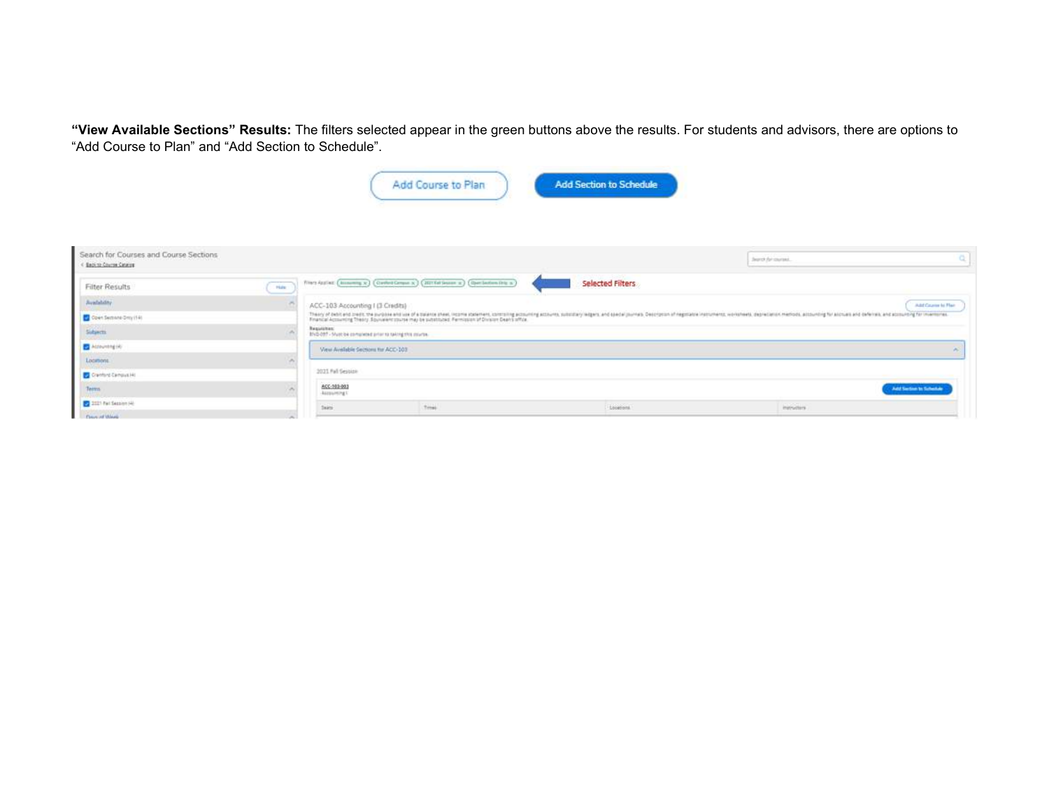**"View Available Sections" Results:** The filters selected appear in the green buttons above the results. For students and advisors, there are options to "Add Course to Plan" and "Add Section to Schedule".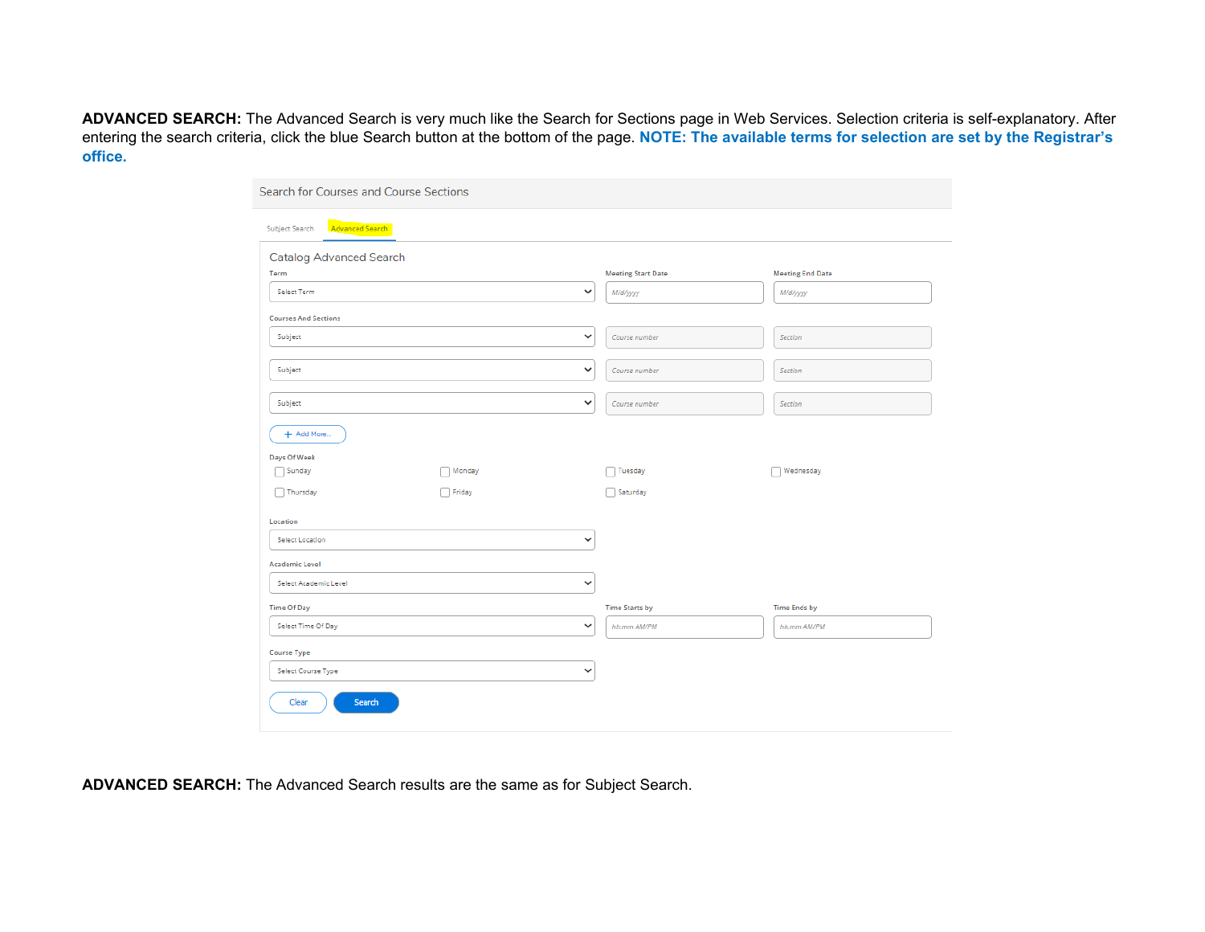**ADVANCED SEARCH:** The Advanced Search is very much like the Search for Sections page in Web Services. Selection criteria is self-explanatory. After entering the search criteria, click the blue Search button at the bottom of the page. **NOTE: The available terms for selection are set by the Registrar's office.**

Search for Courses and Course Sections

Subject Search | Advanced Search

Catalog Advanced Search

Term: Select Term

Meeting Start Date: M/d/yyyy

Meeting End Date: M/d/yyyy

Courses And Sections

Subject | Course number | Section

Subject | Course number | Section

Subject | Course number | Section

+ Add More...

Days Of Week

- Sunday
- Monday
- Tuesday
- Wednesday
- Thursday
- Friday
- Saturday

Location: Select Location

Academic Level: Select Academic Level

Time Of Day: Select Time Of Day

Time Starts by: hh:mm AM/PM

Time Ends by: hh:mm AM/PM

Course Type: Select Course Type

Clear | Search

**ADVANCED SEARCH:** The Advanced Search results are the same as for Subject Search.